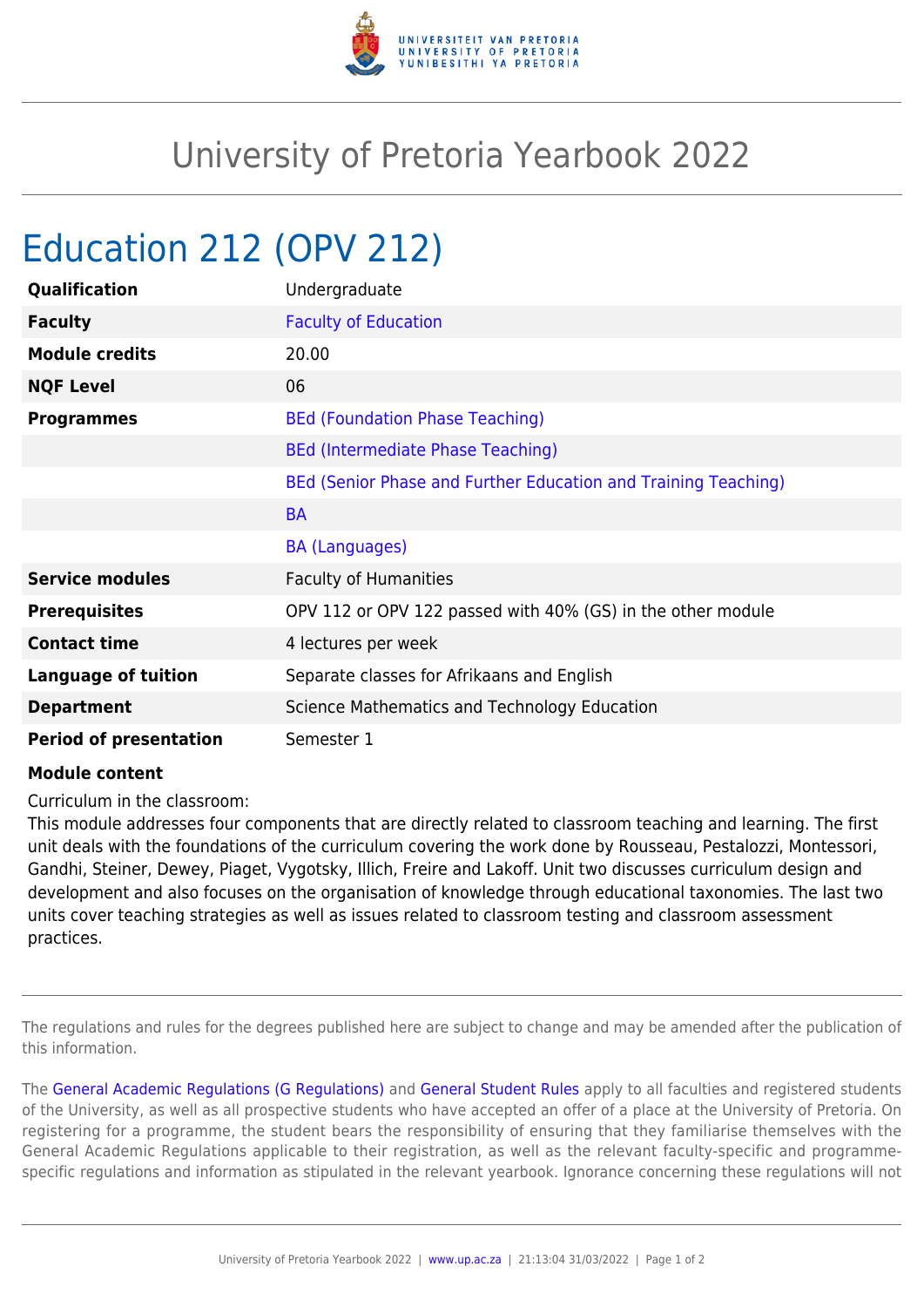# University of Pretoria Yearbook 2022

## Education 212 (OPV 212)

| | |
|---|---|
| **Qualification** | Undergraduate |
| **Faculty** | Faculty of Education |
| **Module credits** | 20.00 |
| **NQF Level** | 06 |
| **Programmes** | BEd (Foundation Phase Teaching) |
| | BEd (Intermediate Phase Teaching) |
| | BEd (Senior Phase and Further Education and Training Teaching) |
| | BA |
| | BA (Languages) |
| **Service modules** | Faculty of Humanities |
| **Prerequisites** | OPV 112 or OPV 122 passed with 40% (GS) in the other module |
| **Contact time** | 4 lectures per week |
| **Language of tuition** | Separate classes for Afrikaans and English |
| **Department** | Science Mathematics and Technology Education |
| **Period of presentation** | Semester 1 |

**Module content**

Curriculum in the classroom:
This module addresses four components that are directly related to classroom teaching and learning. The first unit deals with the foundations of the curriculum covering the work done by Rousseau, Pestalozzi, Montessori, Gandhi, Steiner, Dewey, Piaget, Vygotsky, Illich, Freire and Lakoff. Unit two discusses curriculum design and development and also focuses on the organisation of knowledge through educational taxonomies. The last two units cover teaching strategies as well as issues related to classroom testing and classroom assessment practices.

The regulations and rules for the degrees published here are subject to change and may be amended after the publication of this information.

The General Academic Regulations (G Regulations) and General Student Rules apply to all faculties and registered students of the University, as well as all prospective students who have accepted an offer of a place at the University of Pretoria. On registering for a programme, the student bears the responsibility of ensuring that they familiarise themselves with the General Academic Regulations applicable to their registration, as well as the relevant faculty-specific and programme-specific regulations and information as stipulated in the relevant yearbook. Ignorance concerning these regulations will not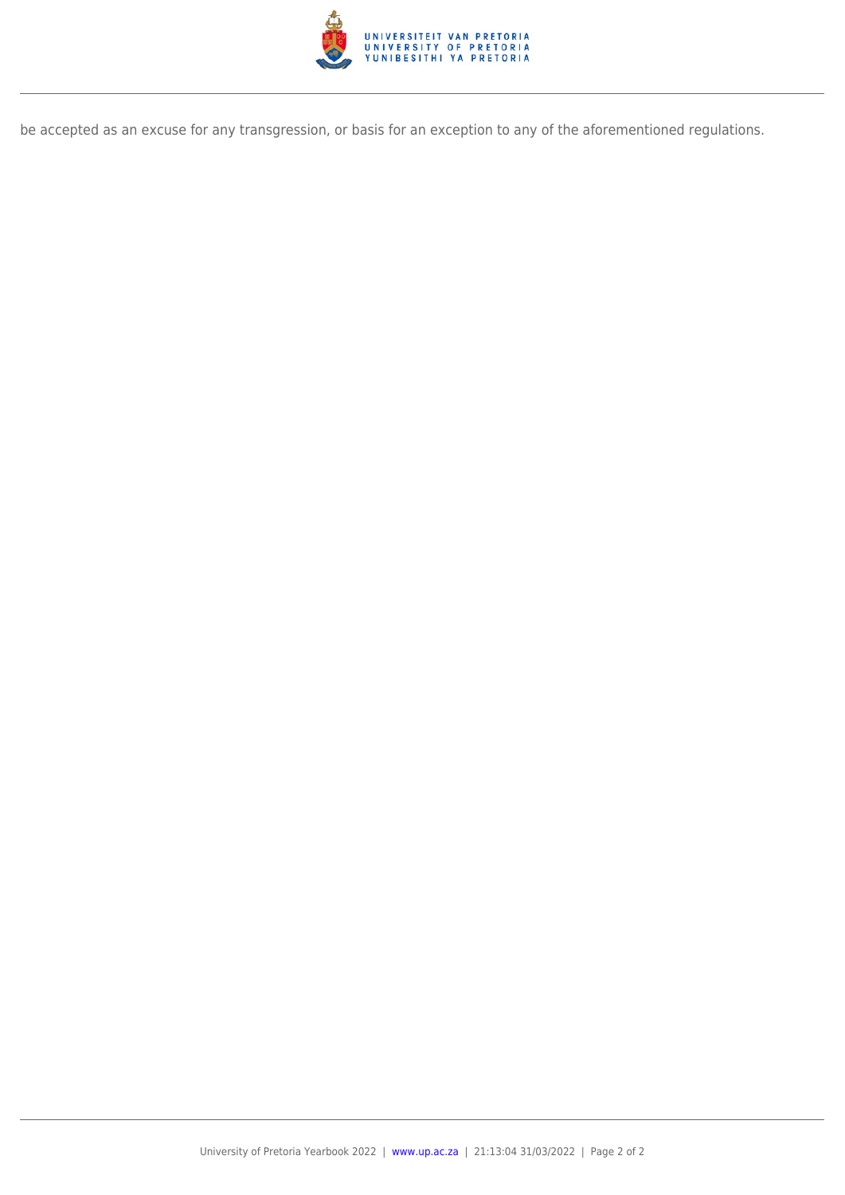be accepted as an excuse for any transgression, or basis for an exception to any of the aforementioned regulations.